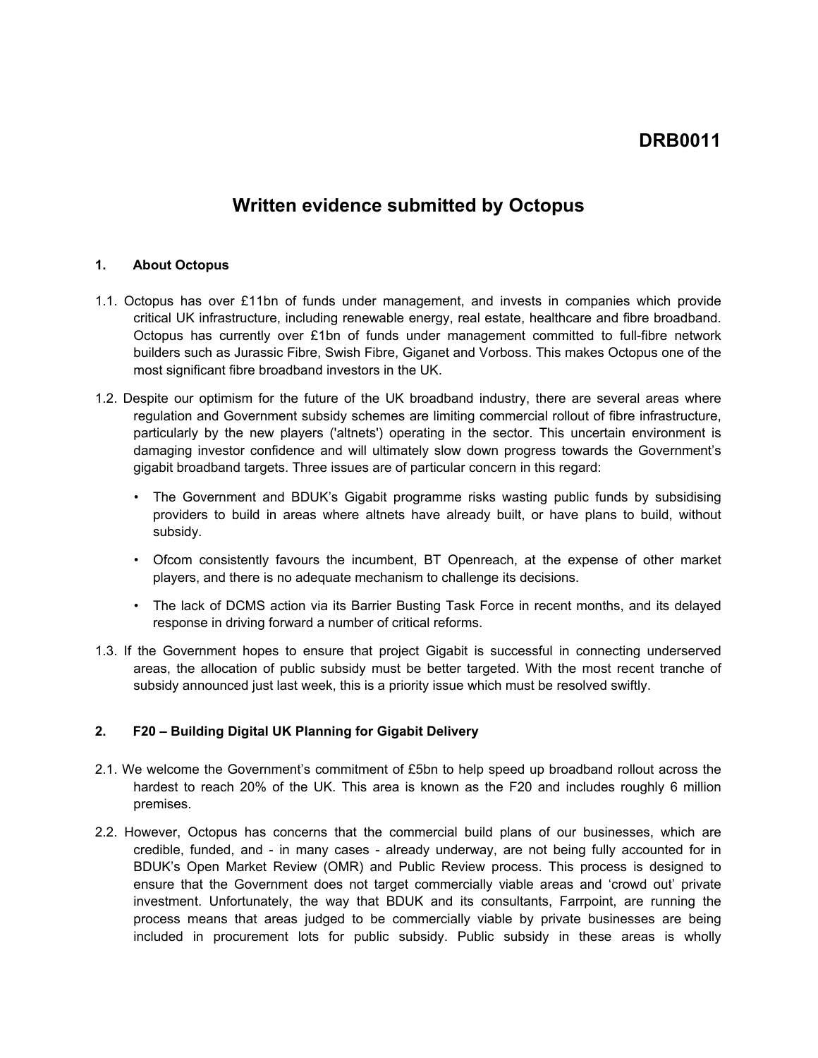DRB0011

# Written evidence submitted by Octopus

## 1. About Octopus

1.1. Octopus has over £11bn of funds under management, and invests in companies which provide critical UK infrastructure, including renewable energy, real estate, healthcare and fibre broadband. Octopus has currently over £1bn of funds under management committed to full-fibre network builders such as Jurassic Fibre, Swish Fibre, Giganet and Vorboss. This makes Octopus one of the most significant fibre broadband investors in the UK.

1.2. Despite our optimism for the future of the UK broadband industry, there are several areas where regulation and Government subsidy schemes are limiting commercial rollout of fibre infrastructure, particularly by the new players ('altnets') operating in the sector. This uncertain environment is damaging investor confidence and will ultimately slow down progress towards the Government's gigabit broadband targets. Three issues are of particular concern in this regard:

- The Government and BDUK's Gigabit programme risks wasting public funds by subsidising providers to build in areas where altnets have already built, or have plans to build, without subsidy.
- Ofcom consistently favours the incumbent, BT Openreach, at the expense of other market players, and there is no adequate mechanism to challenge its decisions.
- The lack of DCMS action via its Barrier Busting Task Force in recent months, and its delayed response in driving forward a number of critical reforms.

1.3. If the Government hopes to ensure that project Gigabit is successful in connecting underserved areas, the allocation of public subsidy must be better targeted. With the most recent tranche of subsidy announced just last week, this is a priority issue which must be resolved swiftly.

## 2. F20 – Building Digital UK Planning for Gigabit Delivery

2.1. We welcome the Government's commitment of £5bn to help speed up broadband rollout across the hardest to reach 20% of the UK. This area is known as the F20 and includes roughly 6 million premises.

2.2. However, Octopus has concerns that the commercial build plans of our businesses, which are credible, funded, and - in many cases - already underway, are not being fully accounted for in BDUK's Open Market Review (OMR) and Public Review process. This process is designed to ensure that the Government does not target commercially viable areas and 'crowd out' private investment. Unfortunately, the way that BDUK and its consultants, Farrpoint, are running the process means that areas judged to be commercially viable by private businesses are being included in procurement lots for public subsidy. Public subsidy in these areas is wholly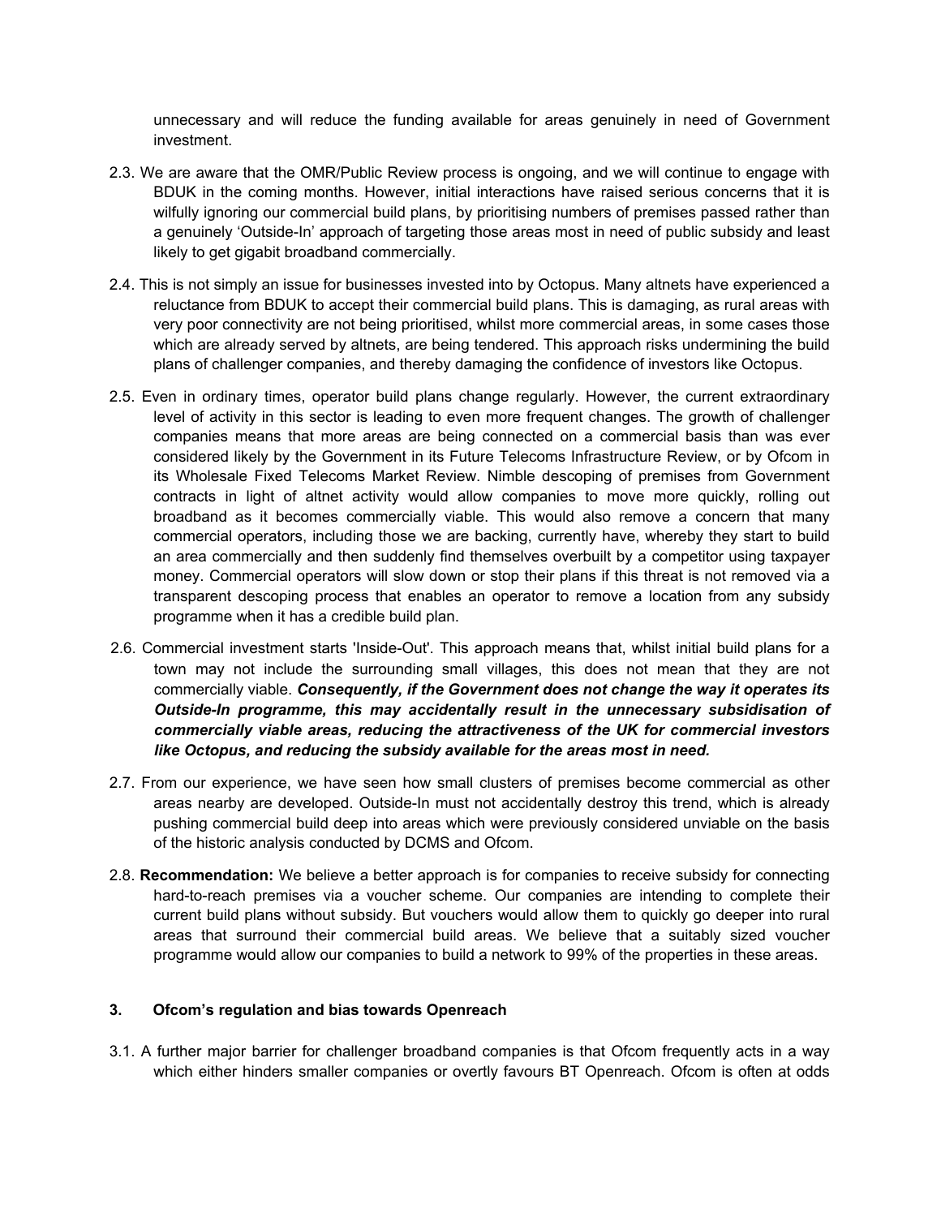unnecessary and will reduce the funding available for areas genuinely in need of Government investment.

2.3. We are aware that the OMR/Public Review process is ongoing, and we will continue to engage with BDUK in the coming months. However, initial interactions have raised serious concerns that it is wilfully ignoring our commercial build plans, by prioritising numbers of premises passed rather than a genuinely 'Outside-In' approach of targeting those areas most in need of public subsidy and least likely to get gigabit broadband commercially.

2.4. This is not simply an issue for businesses invested into by Octopus. Many altnets have experienced a reluctance from BDUK to accept their commercial build plans. This is damaging, as rural areas with very poor connectivity are not being prioritised, whilst more commercial areas, in some cases those which are already served by altnets, are being tendered. This approach risks undermining the build plans of challenger companies, and thereby damaging the confidence of investors like Octopus.

2.5. Even in ordinary times, operator build plans change regularly. However, the current extraordinary level of activity in this sector is leading to even more frequent changes. The growth of challenger companies means that more areas are being connected on a commercial basis than was ever considered likely by the Government in its Future Telecoms Infrastructure Review, or by Ofcom in its Wholesale Fixed Telecoms Market Review. Nimble descoping of premises from Government contracts in light of altnet activity would allow companies to move more quickly, rolling out broadband as it becomes commercially viable. This would also remove a concern that many commercial operators, including those we are backing, currently have, whereby they start to build an area commercially and then suddenly find themselves overbuilt by a competitor using taxpayer money. Commercial operators will slow down or stop their plans if this threat is not removed via a transparent descoping process that enables an operator to remove a location from any subsidy programme when it has a credible build plan.

2.6. Commercial investment starts 'Inside-Out'. This approach means that, whilst initial build plans for a town may not include the surrounding small villages, this does not mean that they are not commercially viable. ***Consequently, if the Government does not change the way it operates its Outside-In programme, this may accidentally result in the unnecessary subsidisation of commercially viable areas, reducing the attractiveness of the UK for commercial investors like Octopus, and reducing the subsidy available for the areas most in need.***

2.7. From our experience, we have seen how small clusters of premises become commercial as other areas nearby are developed. Outside-In must not accidentally destroy this trend, which is already pushing commercial build deep into areas which were previously considered unviable on the basis of the historic analysis conducted by DCMS and Ofcom.

2.8. **Recommendation:** We believe a better approach is for companies to receive subsidy for connecting hard-to-reach premises via a voucher scheme. Our companies are intending to complete their current build plans without subsidy. But vouchers would allow them to quickly go deeper into rural areas that surround their commercial build areas. We believe that a suitably sized voucher programme would allow our companies to build a network to 99% of the properties in these areas.

## 3. Ofcom's regulation and bias towards Openreach

3.1. A further major barrier for challenger broadband companies is that Ofcom frequently acts in a way which either hinders smaller companies or overtly favours BT Openreach. Ofcom is often at odds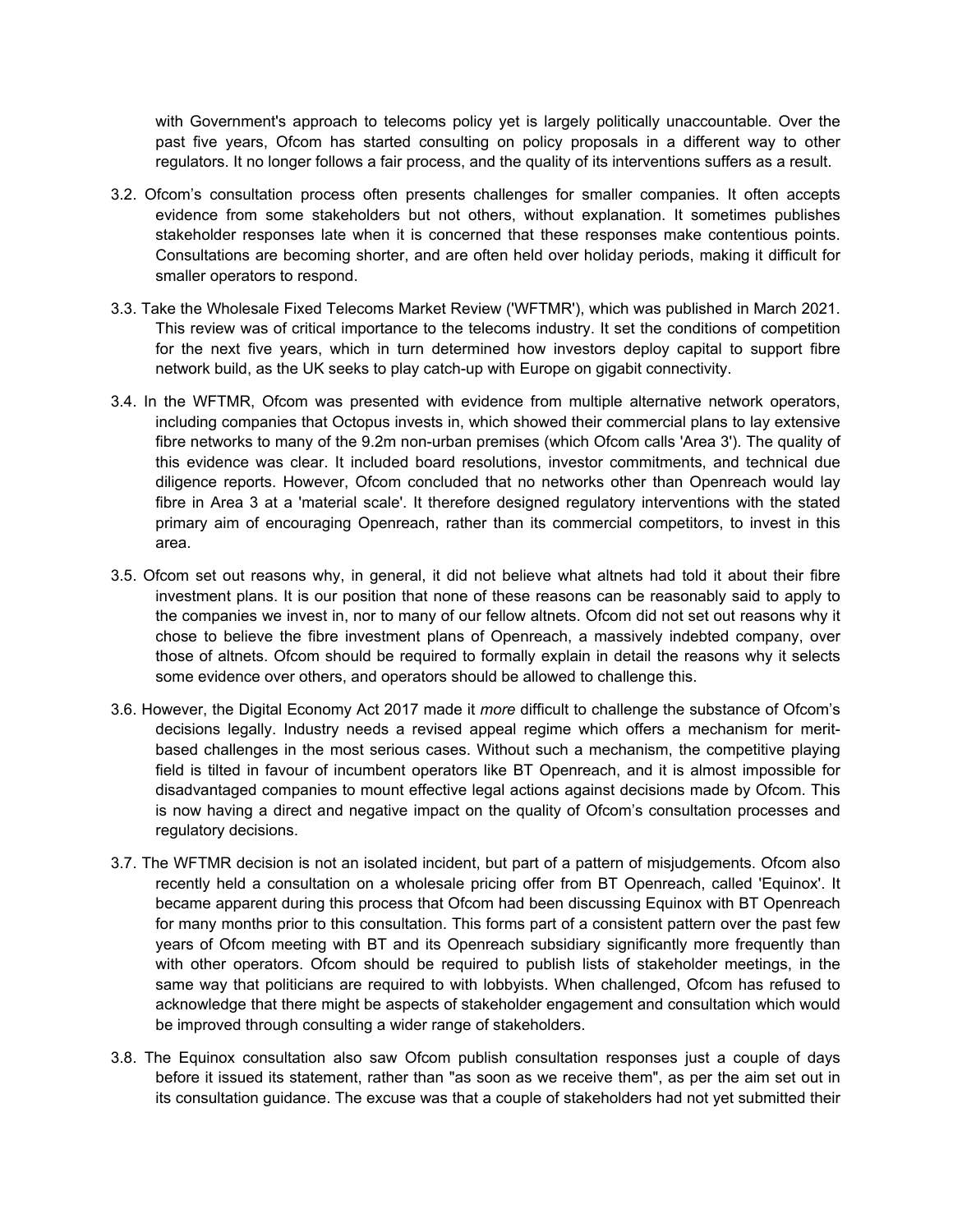with Government's approach to telecoms policy yet is largely politically unaccountable. Over the past five years, Ofcom has started consulting on policy proposals in a different way to other regulators. It no longer follows a fair process, and the quality of its interventions suffers as a result.

3.2. Ofcom's consultation process often presents challenges for smaller companies. It often accepts evidence from some stakeholders but not others, without explanation. It sometimes publishes stakeholder responses late when it is concerned that these responses make contentious points. Consultations are becoming shorter, and are often held over holiday periods, making it difficult for smaller operators to respond.

3.3. Take the Wholesale Fixed Telecoms Market Review ('WFTMR'), which was published in March 2021. This review was of critical importance to the telecoms industry. It set the conditions of competition for the next five years, which in turn determined how investors deploy capital to support fibre network build, as the UK seeks to play catch-up with Europe on gigabit connectivity.

3.4. In the WFTMR, Ofcom was presented with evidence from multiple alternative network operators, including companies that Octopus invests in, which showed their commercial plans to lay extensive fibre networks to many of the 9.2m non-urban premises (which Ofcom calls 'Area 3'). The quality of this evidence was clear. It included board resolutions, investor commitments, and technical due diligence reports. However, Ofcom concluded that no networks other than Openreach would lay fibre in Area 3 at a 'material scale'. It therefore designed regulatory interventions with the stated primary aim of encouraging Openreach, rather than its commercial competitors, to invest in this area.

3.5. Ofcom set out reasons why, in general, it did not believe what altnets had told it about their fibre investment plans. It is our position that none of these reasons can be reasonably said to apply to the companies we invest in, nor to many of our fellow altnets. Ofcom did not set out reasons why it chose to believe the fibre investment plans of Openreach, a massively indebted company, over those of altnets. Ofcom should be required to formally explain in detail the reasons why it selects some evidence over others, and operators should be allowed to challenge this.

3.6. However, the Digital Economy Act 2017 made it *more* difficult to challenge the substance of Ofcom's decisions legally. Industry needs a revised appeal regime which offers a mechanism for merit-based challenges in the most serious cases. Without such a mechanism, the competitive playing field is tilted in favour of incumbent operators like BT Openreach, and it is almost impossible for disadvantaged companies to mount effective legal actions against decisions made by Ofcom. This is now having a direct and negative impact on the quality of Ofcom's consultation processes and regulatory decisions.

3.7. The WFTMR decision is not an isolated incident, but part of a pattern of misjudgements. Ofcom also recently held a consultation on a wholesale pricing offer from BT Openreach, called 'Equinox'. It became apparent during this process that Ofcom had been discussing Equinox with BT Openreach for many months prior to this consultation. This forms part of a consistent pattern over the past few years of Ofcom meeting with BT and its Openreach subsidiary significantly more frequently than with other operators. Ofcom should be required to publish lists of stakeholder meetings, in the same way that politicians are required to with lobbyists. When challenged, Ofcom has refused to acknowledge that there might be aspects of stakeholder engagement and consultation which would be improved through consulting a wider range of stakeholders.

3.8. The Equinox consultation also saw Ofcom publish consultation responses just a couple of days before it issued its statement, rather than "as soon as we receive them", as per the aim set out in its consultation guidance. The excuse was that a couple of stakeholders had not yet submitted their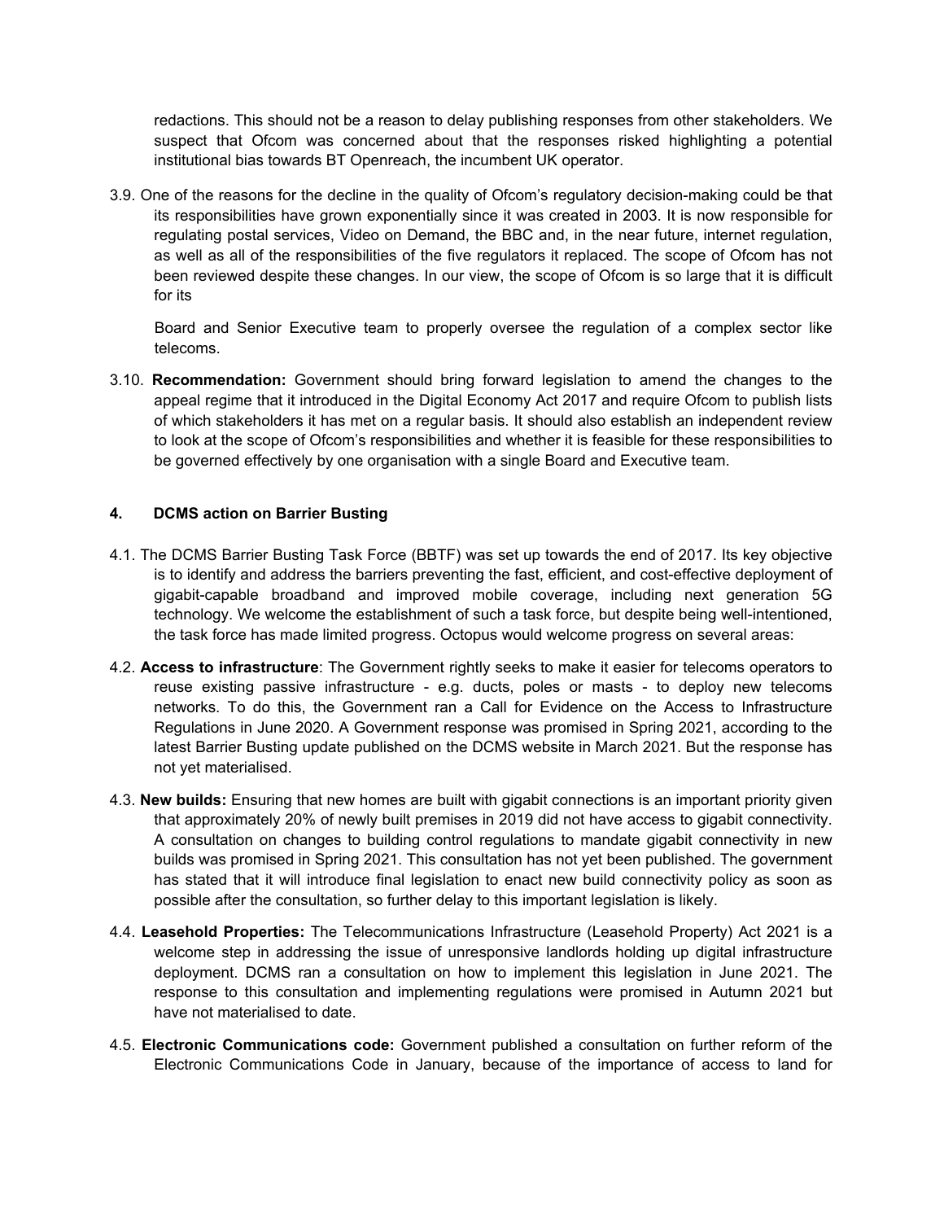redactions. This should not be a reason to delay publishing responses from other stakeholders. We suspect that Ofcom was concerned about that the responses risked highlighting a potential institutional bias towards BT Openreach, the incumbent UK operator.

3.9. One of the reasons for the decline in the quality of Ofcom's regulatory decision-making could be that its responsibilities have grown exponentially since it was created in 2003. It is now responsible for regulating postal services, Video on Demand, the BBC and, in the near future, internet regulation, as well as all of the responsibilities of the five regulators it replaced. The scope of Ofcom has not been reviewed despite these changes. In our view, the scope of Ofcom is so large that it is difficult for its Board and Senior Executive team to properly oversee the regulation of a complex sector like telecoms.

3.10. **Recommendation:** Government should bring forward legislation to amend the changes to the appeal regime that it introduced in the Digital Economy Act 2017 and require Ofcom to publish lists of which stakeholders it has met on a regular basis. It should also establish an independent review to look at the scope of Ofcom's responsibilities and whether it is feasible for these responsibilities to be governed effectively by one organisation with a single Board and Executive team.

## 4. DCMS action on Barrier Busting

4.1. The DCMS Barrier Busting Task Force (BBTF) was set up towards the end of 2017. Its key objective is to identify and address the barriers preventing the fast, efficient, and cost-effective deployment of gigabit-capable broadband and improved mobile coverage, including next generation 5G technology. We welcome the establishment of such a task force, but despite being well-intentioned, the task force has made limited progress. Octopus would welcome progress on several areas:

4.2. **Access to infrastructure**: The Government rightly seeks to make it easier for telecoms operators to reuse existing passive infrastructure - e.g. ducts, poles or masts - to deploy new telecoms networks. To do this, the Government ran a Call for Evidence on the Access to Infrastructure Regulations in June 2020. A Government response was promised in Spring 2021, according to the latest Barrier Busting update published on the DCMS website in March 2021. But the response has not yet materialised.

4.3. **New builds:** Ensuring that new homes are built with gigabit connections is an important priority given that approximately 20% of newly built premises in 2019 did not have access to gigabit connectivity. A consultation on changes to building control regulations to mandate gigabit connectivity in new builds was promised in Spring 2021. This consultation has not yet been published. The government has stated that it will introduce final legislation to enact new build connectivity policy as soon as possible after the consultation, so further delay to this important legislation is likely.

4.4. **Leasehold Properties:** The Telecommunications Infrastructure (Leasehold Property) Act 2021 is a welcome step in addressing the issue of unresponsive landlords holding up digital infrastructure deployment. DCMS ran a consultation on how to implement this legislation in June 2021. The response to this consultation and implementing regulations were promised in Autumn 2021 but have not materialised to date.

4.5. **Electronic Communications code:** Government published a consultation on further reform of the Electronic Communications Code in January, because of the importance of access to land for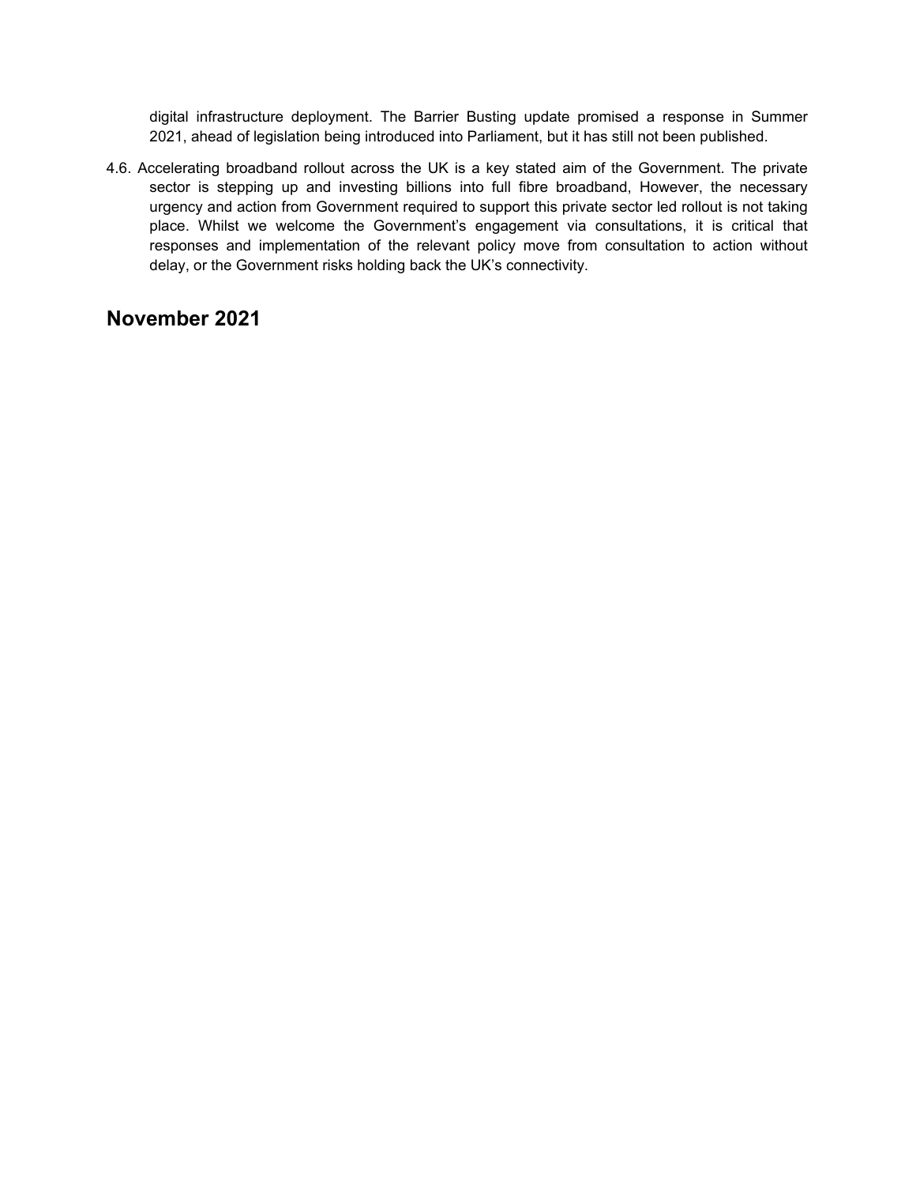digital infrastructure deployment. The Barrier Busting update promised a response in Summer 2021, ahead of legislation being introduced into Parliament, but it has still not been published.

4.6. Accelerating broadband rollout across the UK is a key stated aim of the Government. The private sector is stepping up and investing billions into full fibre broadband, However, the necessary urgency and action from Government required to support this private sector led rollout is not taking place. Whilst we welcome the Government's engagement via consultations, it is critical that responses and implementation of the relevant policy move from consultation to action without delay, or the Government risks holding back the UK's connectivity.

## November 2021